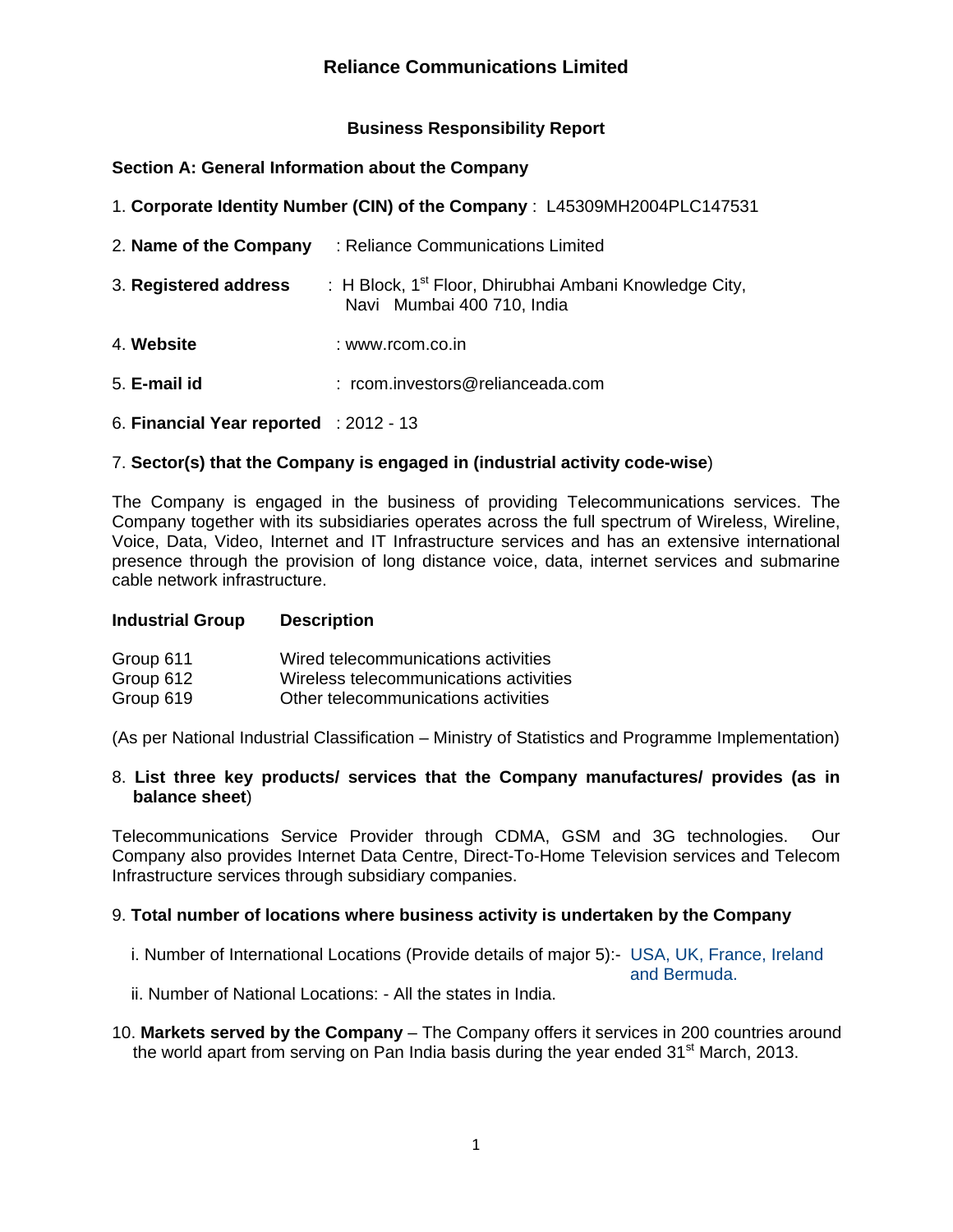# Reliance Communications Limited

## Business Responsibility Report

### Section A: General Information about the Company

1. **Corporate Identity Number (CIN) of the Company** : L45309MH2004PLC147531

2. **Name of the Company** : Reliance Communications Limited

3. **Registered address** : H Block, 1st Floor, Dhirubhai Ambani Knowledge City, Navi Mumbai 400 710, India

4. **Website** : www.rcom.co.in

5. **E-mail id** : rcom.investors@relianceada.com

6. **Financial Year reported** : 2012 - 13

7. **Sector(s) that the Company is engaged in (industrial activity code-wise**)

The Company is engaged in the business of providing Telecommunications services. The Company together with its subsidiaries operates across the full spectrum of Wireless, Wireline, Voice, Data, Video, Internet and IT Infrastructure services and has an extensive international presence through the provision of long distance voice, data, internet services and submarine cable network infrastructure.

| Industrial Group | Description |
| --- | --- |
| Group 611 | Wired telecommunications activities |
| Group 612 | Wireless telecommunications activities |
| Group 619 | Other telecommunications activities |

(As per National Industrial Classification – Ministry of Statistics and Programme Implementation)

8. **List three key products/ services that the Company manufactures/ provides (as in balance sheet**)

Telecommunications Service Provider through CDMA, GSM and 3G technologies. Our Company also provides Internet Data Centre, Direct-To-Home Television services and Telecom Infrastructure services through subsidiary companies.

9. **Total number of locations where business activity is undertaken by the Company**

   i. Number of International Locations (Provide details of major 5):- USA, UK, France, Ireland and Bermuda.

   ii. Number of National Locations: - All the states in India.

10. **Markets served by the Company** – The Company offers it services in 200 countries around the world apart from serving on Pan India basis during the year ended 31st March, 2013.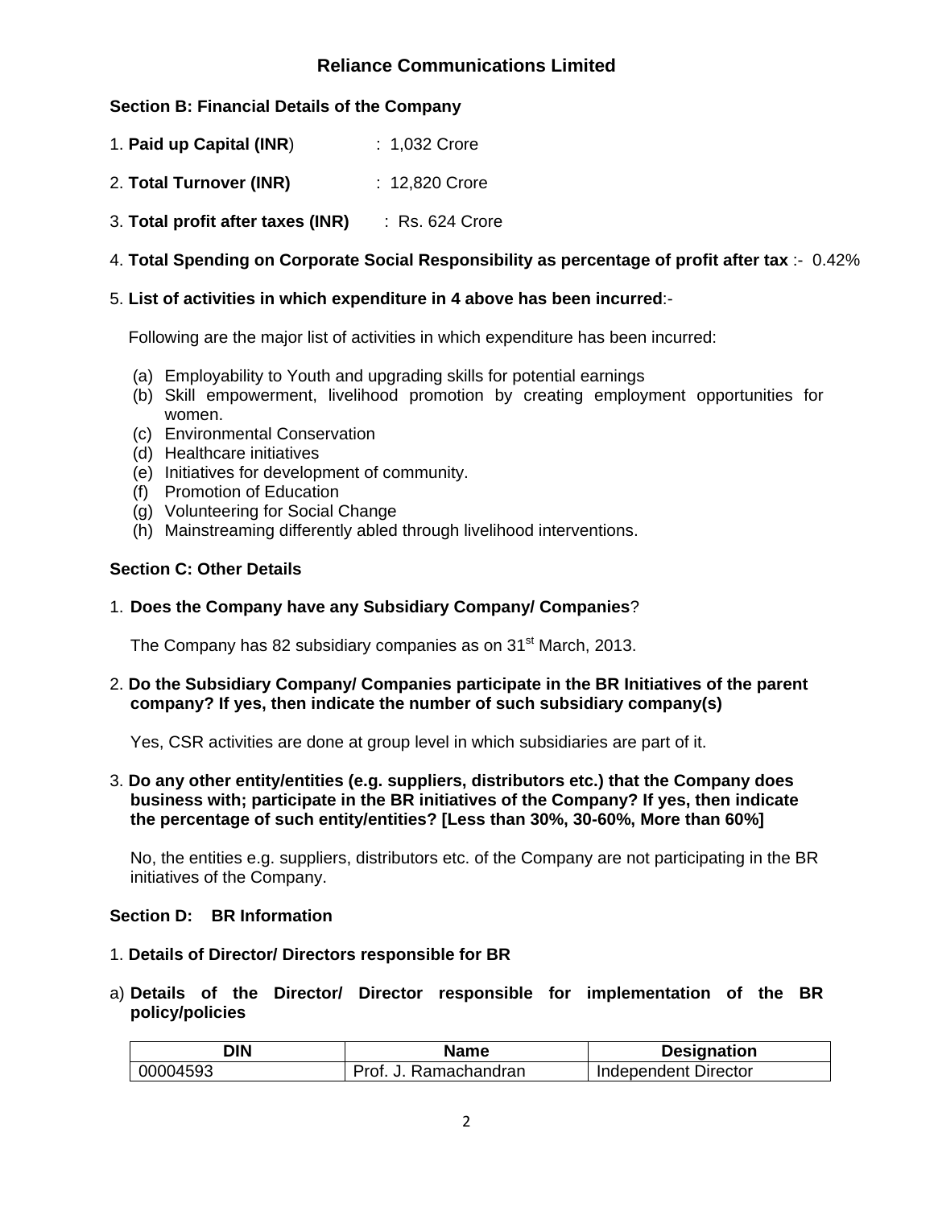# Reliance Communications Limited

## Section B: Financial Details of the Company

1. **Paid up Capital (INR)** : 1,032 Crore

2. **Total Turnover (INR)** : 12,820 Crore

3. **Total profit after taxes (INR)** : Rs. 624 Crore

4. **Total Spending on Corporate Social Responsibility as percentage of profit after tax** :- 0.42%

5. **List of activities in which expenditure in 4 above has been incurred**:-

   Following are the major list of activities in which expenditure has been incurred:

   (a) Employability to Youth and upgrading skills for potential earnings
   (b) Skill empowerment, livelihood promotion by creating employment opportunities for women.
   (c) Environmental Conservation
   (d) Healthcare initiatives
   (e) Initiatives for development of community.
   (f) Promotion of Education
   (g) Volunteering for Social Change
   (h) Mainstreaming differently abled through livelihood interventions.

## Section C: Other Details

1. **Does the Company have any Subsidiary Company/ Companies**?

   The Company has 82 subsidiary companies as on 31st March, 2013.

2. **Do the Subsidiary Company/ Companies participate in the BR Initiatives of the parent company? If yes, then indicate the number of such subsidiary company(s)**

   Yes, CSR activities are done at group level in which subsidiaries are part of it.

3. **Do any other entity/entities (e.g. suppliers, distributors etc.) that the Company does business with; participate in the BR initiatives of the Company? If yes, then indicate the percentage of such entity/entities? [Less than 30%, 30-60%, More than 60%]**

   No, the entities e.g. suppliers, distributors etc. of the Company are not participating in the BR initiatives of the Company.

## Section D: BR Information

1. **Details of Director/ Directors responsible for BR**

a) **Details of the Director/ Director responsible for implementation of the BR policy/policies**

| DIN | Name | Designation |
|---|---|---|
| 00004593 | Prof. J. Ramachandran | Independent Director |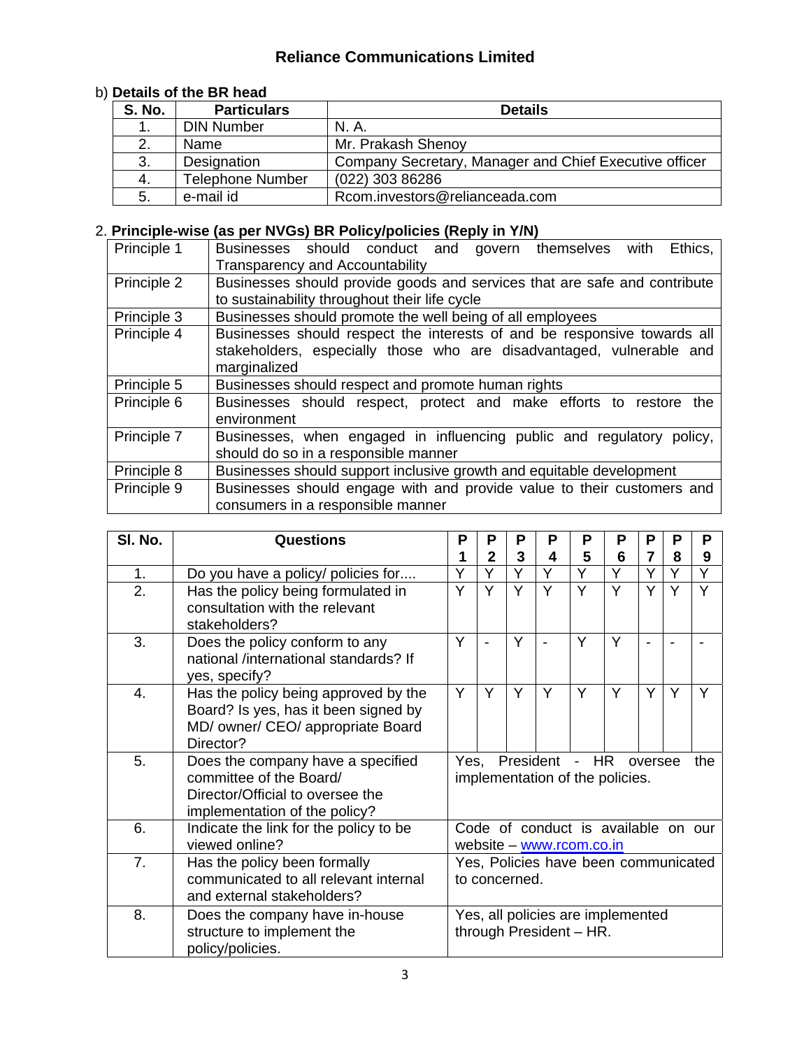b) **Details of the BR head**

| S. No. | Particulars | Details |
|---|---|---|
| 1. | DIN Number | N. A. |
| 2. | Name | Mr. Prakash Shenoy |
| 3. | Designation | Company Secretary, Manager and Chief Executive officer |
| 4. | Telephone Number | (022) 303 86286 |
| 5. | e-mail id | Rcom.investors@relianceada.com |

2. **Principle-wise (as per NVGs) BR Policy/policies (Reply in Y/N)**

| | |
|---|---|
| Principle 1 | Businesses should conduct and govern themselves with Ethics, Transparency and Accountability |
| Principle 2 | Businesses should provide goods and services that are safe and contribute to sustainability throughout their life cycle |
| Principle 3 | Businesses should promote the well being of all employees |
| Principle 4 | Businesses should respect the interests of and be responsive towards all stakeholders, especially those who are disadvantaged, vulnerable and marginalized |
| Principle 5 | Businesses should respect and promote human rights |
| Principle 6 | Businesses should respect, protect and make efforts to restore the environment |
| Principle 7 | Businesses, when engaged in influencing public and regulatory policy, should do so in a responsible manner |
| Principle 8 | Businesses should support inclusive growth and equitable development |
| Principle 9 | Businesses should engage with and provide value to their customers and consumers in a responsible manner |

| Sl. No. | Questions | P 1 | P 2 | P 3 | P 4 | P 5 | P 6 | P 7 | P 8 | P 9 |
|---|---|---|---|---|---|---|---|---|---|---|
| 1. | Do you have a policy/ policies for.... | Y | Y | Y | Y | Y | Y | Y | Y | Y |
| 2. | Has the policy being formulated in consultation with the relevant stakeholders? | Y | Y | Y | Y | Y | Y | Y | Y | Y |
| 3. | Does the policy conform to any national /international standards? If yes, specify? | Y | - | Y | - | Y | Y | - | - | - |
| 4. | Has the policy being approved by the Board? Is yes, has it been signed by MD/ owner/ CEO/ appropriate Board Director? | Y | Y | Y | Y | Y | Y | Y | Y | Y |
| 5. | Does the company have a specified committee of the Board/ Director/Official to oversee the implementation of the policy? | Yes, President - HR oversee the implementation of the policies. | | | | | | | | |
| 6. | Indicate the link for the policy to be viewed online? | Code of conduct is available on our website – www.rcom.co.in | | | | | | | | |
| 7. | Has the policy been formally communicated to all relevant internal and external stakeholders? | Yes, Policies have been communicated to concerned. | | | | | | | | |
| 8. | Does the company have in-house structure to implement the policy/policies. | Yes, all policies are implemented through President – HR. | | | | | | | | |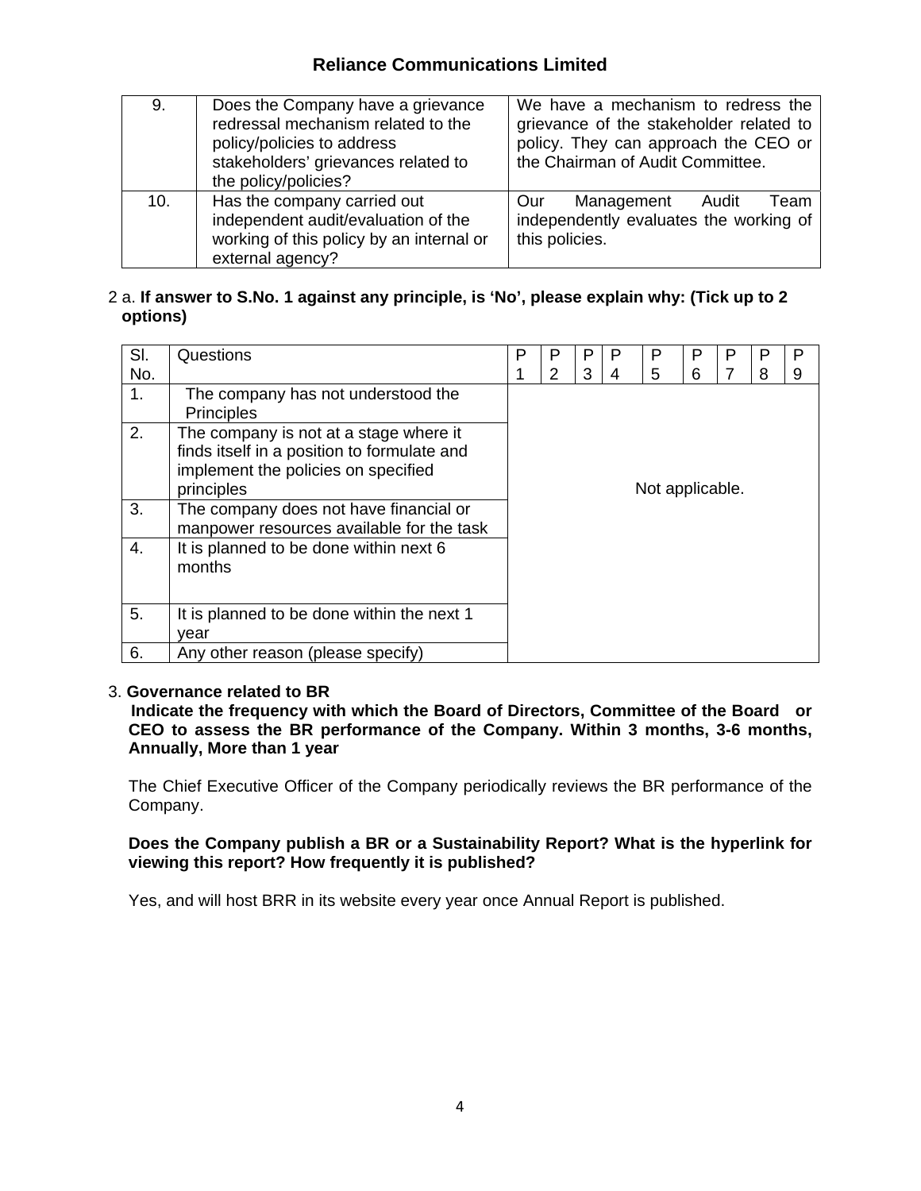| 9. | Does the Company have a grievance redressal mechanism related to the policy/policies to address stakeholders' grievances related to the policy/policies? | We have a mechanism to redress the grievance of the stakeholder related to policy. They can approach the CEO or the Chairman of Audit Committee. |
|---|---|---|
| 10. | Has the company carried out independent audit/evaluation of the working of this policy by an internal or external agency? | Our Management Audit Team independently evaluates the working of this policies. |

2 a. **If answer to S.No. 1 against any principle, is 'No', please explain why: (Tick up to 2 options)**

| Sl. No. | Questions | P 1 | P 2 | P 3 | P 4 | P 5 | P 6 | P 7 | P 8 | P 9 |
|---|---|---|---|---|---|---|---|---|---|---|
| 1. | The company has not understood the Principles | Not applicable. | | | | | | | | |
| 2. | The company is not at a stage where it finds itself in a position to formulate and implement the policies on specified principles | | | | | | | | | |
| 3. | The company does not have financial or manpower resources available for the task | | | | | | | | | |
| 4. | It is planned to be done within next 6 months | | | | | | | | | |
| 5. | It is planned to be done within the next 1 year | | | | | | | | | |
| 6. | Any other reason (please specify) | | | | | | | | | |

3. **Governance related to BR**

**Indicate the frequency with which the Board of Directors, Committee of the Board or CEO to assess the BR performance of the Company. Within 3 months, 3-6 months, Annually, More than 1 year**

The Chief Executive Officer of the Company periodically reviews the BR performance of the Company.

**Does the Company publish a BR or a Sustainability Report? What is the hyperlink for viewing this report? How frequently it is published?**

Yes, and will host BRR in its website every year once Annual Report is published.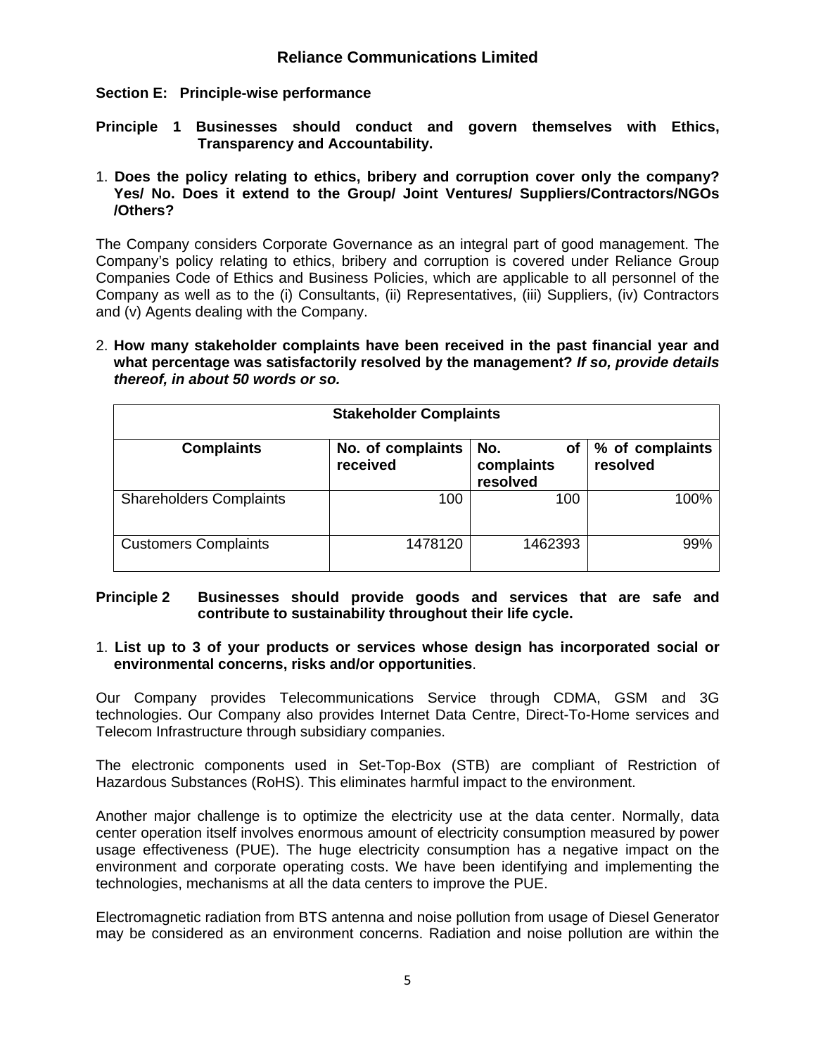# Reliance Communications Limited

## Section E: Principle-wise performance

**Principle 1 Businesses should conduct and govern themselves with Ethics, Transparency and Accountability.**

1. **Does the policy relating to ethics, bribery and corruption cover only the company? Yes/ No. Does it extend to the Group/ Joint Ventures/ Suppliers/Contractors/NGOs /Others?**

The Company considers Corporate Governance as an integral part of good management. The Company's policy relating to ethics, bribery and corruption is covered under Reliance Group Companies Code of Ethics and Business Policies, which are applicable to all personnel of the Company as well as to the (i) Consultants, (ii) Representatives, (iii) Suppliers, (iv) Contractors and (v) Agents dealing with the Company.

2. **How many stakeholder complaints have been received in the past financial year and what percentage was satisfactorily resolved by the management? *If so, provide details thereof, in about 50 words or so.***

| Stakeholder Complaints | | | |
|---|---|---|---|
| **Complaints** | **No. of complaints received** | **No. of complaints resolved** | **% of complaints resolved** |
| Shareholders Complaints | 100 | 100 | 100% |
| Customers Complaints | 1478120 | 1462393 | 99% |

**Principle 2 Businesses should provide goods and services that are safe and contribute to sustainability throughout their life cycle.**

1. **List up to 3 of your products or services whose design has incorporated social or environmental concerns, risks and/or opportunities**.

Our Company provides Telecommunications Service through CDMA, GSM and 3G technologies. Our Company also provides Internet Data Centre, Direct-To-Home services and Telecom Infrastructure through subsidiary companies.

The electronic components used in Set-Top-Box (STB) are compliant of Restriction of Hazardous Substances (RoHS). This eliminates harmful impact to the environment.

Another major challenge is to optimize the electricity use at the data center. Normally, data center operation itself involves enormous amount of electricity consumption measured by power usage effectiveness (PUE). The huge electricity consumption has a negative impact on the environment and corporate operating costs. We have been identifying and implementing the technologies, mechanisms at all the data centers to improve the PUE.

Electromagnetic radiation from BTS antenna and noise pollution from usage of Diesel Generator may be considered as an environment concerns. Radiation and noise pollution are within the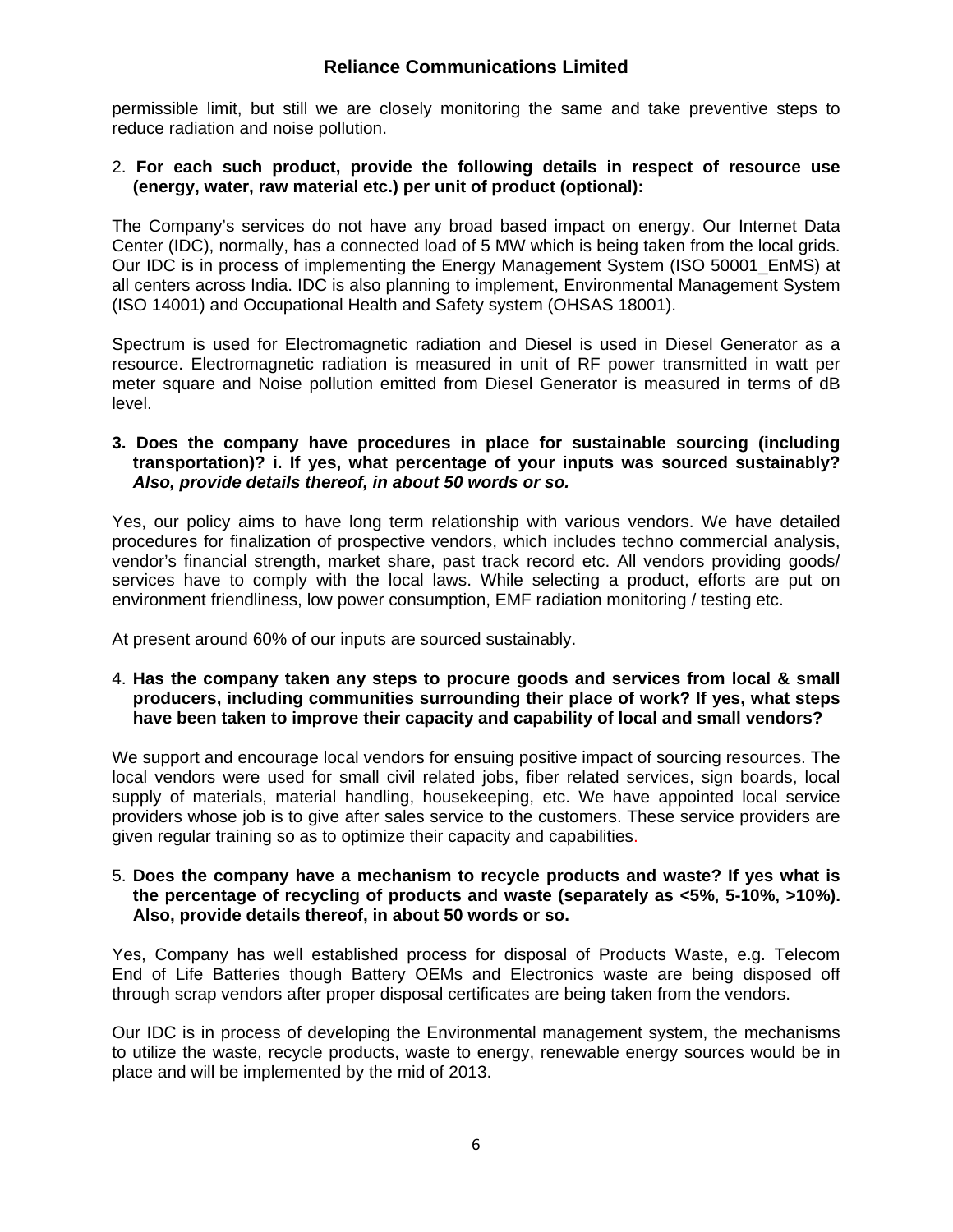permissible limit, but still we are closely monitoring the same and take preventive steps to reduce radiation and noise pollution.

2. **For each such product, provide the following details in respect of resource use (energy, water, raw material etc.) per unit of product (optional):**

The Company's services do not have any broad based impact on energy. Our Internet Data Center (IDC), normally, has a connected load of 5 MW which is being taken from the local grids. Our IDC is in process of implementing the Energy Management System (ISO 50001_EnMS) at all centers across India. IDC is also planning to implement, Environmental Management System (ISO 14001) and Occupational Health and Safety system (OHSAS 18001).

Spectrum is used for Electromagnetic radiation and Diesel is used in Diesel Generator as a resource. Electromagnetic radiation is measured in unit of RF power transmitted in watt per meter square and Noise pollution emitted from Diesel Generator is measured in terms of dB level.

3. **Does the company have procedures in place for sustainable sourcing (including transportation)? i. If yes, what percentage of your inputs was sourced sustainably? *Also, provide details thereof, in about 50 words or so.***

Yes, our policy aims to have long term relationship with various vendors. We have detailed procedures for finalization of prospective vendors, which includes techno commercial analysis, vendor's financial strength, market share, past track record etc. All vendors providing goods/ services have to comply with the local laws. While selecting a product, efforts are put on environment friendliness, low power consumption, EMF radiation monitoring / testing etc.

At present around 60% of our inputs are sourced sustainably.

4. **Has the company taken any steps to procure goods and services from local & small producers, including communities surrounding their place of work? If yes, what steps have been taken to improve their capacity and capability of local and small vendors?**

We support and encourage local vendors for ensuing positive impact of sourcing resources. The local vendors were used for small civil related jobs, fiber related services, sign boards, local supply of materials, material handling, housekeeping, etc. We have appointed local service providers whose job is to give after sales service to the customers. These service providers are given regular training so as to optimize their capacity and capabilities.

5. **Does the company have a mechanism to recycle products and waste? If yes what is the percentage of recycling of products and waste (separately as <5%, 5-10%, >10%). Also, provide details thereof, in about 50 words or so.**

Yes, Company has well established process for disposal of Products Waste, e.g. Telecom End of Life Batteries though Battery OEMs and Electronics waste are being disposed off through scrap vendors after proper disposal certificates are being taken from the vendors.

Our IDC is in process of developing the Environmental management system, the mechanisms to utilize the waste, recycle products, waste to energy, renewable energy sources would be in place and will be implemented by the mid of 2013.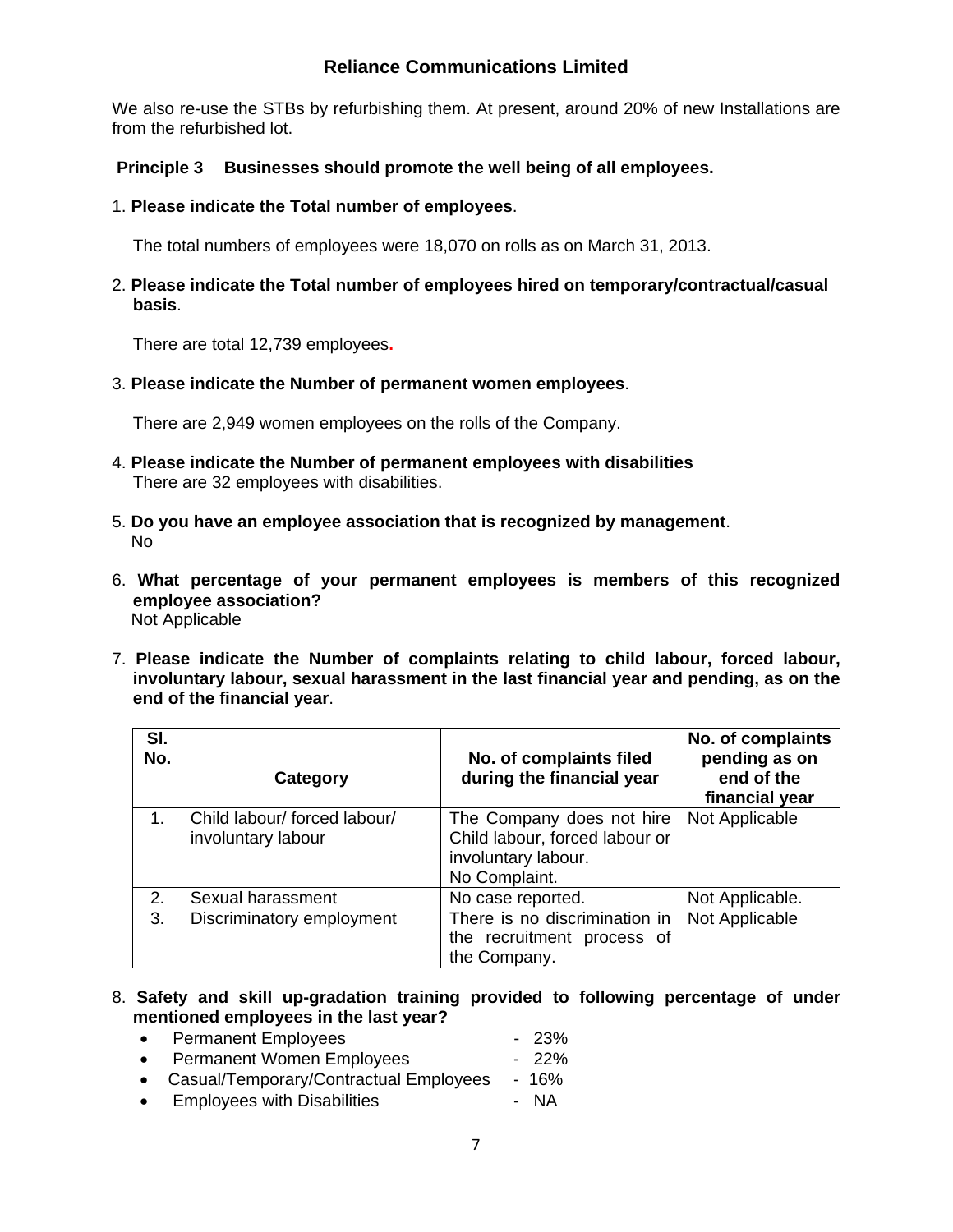We also re-use the STBs by refurbishing them. At present, around 20% of new Installations are from the refurbished lot.

**Principle 3 Businesses should promote the well being of all employees.**

1. **Please indicate the Total number of employees**.

   The total numbers of employees were 18,070 on rolls as on March 31, 2013.

2. **Please indicate the Total number of employees hired on temporary/contractual/casual basis**.

   There are total 12,739 employees.

3. **Please indicate the Number of permanent women employees**.

   There are 2,949 women employees on the rolls of the Company.

4. **Please indicate the Number of permanent employees with disabilities**

   There are 32 employees with disabilities.

5. **Do you have an employee association that is recognized by management**.

   No

6. **What percentage of your permanent employees is members of this recognized employee association?**

   Not Applicable

7. **Please indicate the Number of complaints relating to child labour, forced labour, involuntary labour, sexual harassment in the last financial year and pending, as on the end of the financial year**.

| Sl. No. | Category | No. of complaints filed during the financial year | No. of complaints pending as on end of the financial year |
|---|---|---|---|
| 1. | Child labour/ forced labour/ involuntary labour | The Company does not hire Child labour, forced labour or involuntary labour. No Complaint. | Not Applicable |
| 2. | Sexual harassment | No case reported. | Not Applicable. |
| 3. | Discriminatory employment | There is no discrimination in the recruitment process of the Company. | Not Applicable |

8. **Safety and skill up-gradation training provided to following percentage of under mentioned employees in the last year?**

   - Permanent Employees - 23%
   - Permanent Women Employees - 22%
   - Casual/Temporary/Contractual Employees - 16%
   - Employees with Disabilities - NA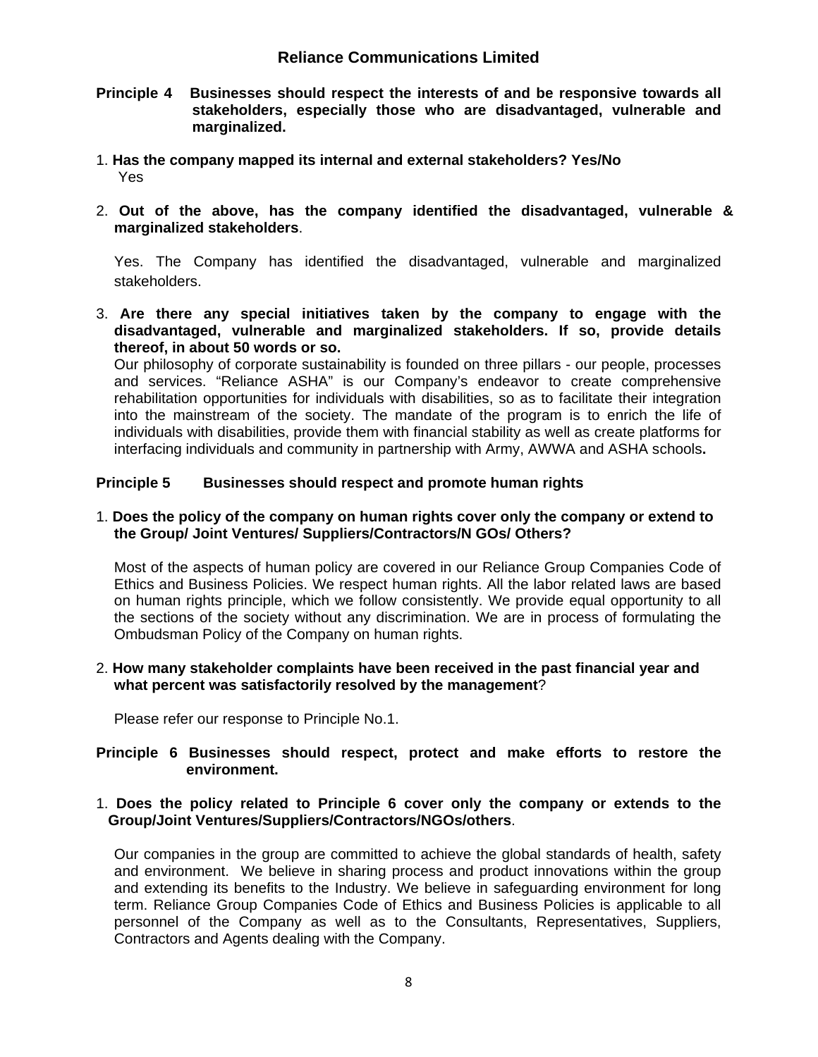**Principle 4 Businesses should respect the interests of and be responsive towards all stakeholders, especially those who are disadvantaged, vulnerable and marginalized.**

1. **Has the company mapped its internal and external stakeholders? Yes/No**

   Yes

2. **Out of the above, has the company identified the disadvantaged, vulnerable & marginalized stakeholders**.

   Yes. The Company has identified the disadvantaged, vulnerable and marginalized stakeholders.

3. **Are there any special initiatives taken by the company to engage with the disadvantaged, vulnerable and marginalized stakeholders. If so, provide details thereof, in about 50 words or so.**

   Our philosophy of corporate sustainability is founded on three pillars - our people, processes and services. "Reliance ASHA" is our Company's endeavor to create comprehensive rehabilitation opportunities for individuals with disabilities, so as to facilitate their integration into the mainstream of the society. The mandate of the program is to enrich the life of individuals with disabilities, provide them with financial stability as well as create platforms for interfacing individuals and community in partnership with Army, AWWA and ASHA schools**.**

**Principle 5 Businesses should respect and promote human rights**

1. **Does the policy of the company on human rights cover only the company or extend to the Group/ Joint Ventures/ Suppliers/Contractors/N GOs/ Others?**

   Most of the aspects of human policy are covered in our Reliance Group Companies Code of Ethics and Business Policies. We respect human rights. All the labor related laws are based on human rights principle, which we follow consistently. We provide equal opportunity to all the sections of the society without any discrimination. We are in process of formulating the Ombudsman Policy of the Company on human rights.

2. **How many stakeholder complaints have been received in the past financial year and what percent was satisfactorily resolved by the management**?

   Please refer our response to Principle No.1.

**Principle 6 Businesses should respect, protect and make efforts to restore the environment.**

1. **Does the policy related to Principle 6 cover only the company or extends to the Group/Joint Ventures/Suppliers/Contractors/NGOs/others**.

   Our companies in the group are committed to achieve the global standards of health, safety and environment. We believe in sharing process and product innovations within the group and extending its benefits to the Industry. We believe in safeguarding environment for long term. Reliance Group Companies Code of Ethics and Business Policies is applicable to all personnel of the Company as well as to the Consultants, Representatives, Suppliers, Contractors and Agents dealing with the Company.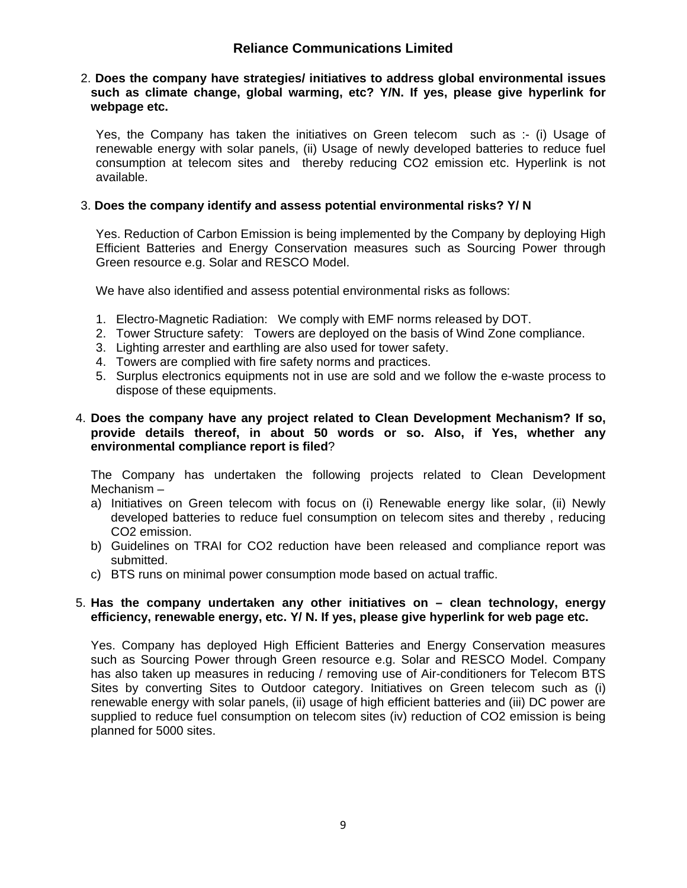2. **Does the company have strategies/ initiatives to address global environmental issues such as climate change, global warming, etc? Y/N. If yes, please give hyperlink for webpage etc.**

   Yes, the Company has taken the initiatives on Green telecom such as :- (i) Usage of renewable energy with solar panels, (ii) Usage of newly developed batteries to reduce fuel consumption at telecom sites and thereby reducing $CO_2$ emission etc. Hyperlink is not available.

3. **Does the company identify and assess potential environmental risks? Y/ N**

   Yes. Reduction of Carbon Emission is being implemented by the Company by deploying High Efficient Batteries and Energy Conservation measures such as Sourcing Power through Green resource e.g. Solar and RESCO Model.

   We have also identified and assess potential environmental risks as follows:

   1. Electro-Magnetic Radiation: We comply with EMF norms released by DOT.
   2. Tower Structure safety: Towers are deployed on the basis of Wind Zone compliance.
   3. Lighting arrester and earthling are also used for tower safety.
   4. Towers are complied with fire safety norms and practices.
   5. Surplus electronics equipments not in use are sold and we follow the e-waste process to dispose of these equipments.

4. **Does the company have any project related to Clean Development Mechanism? If so, provide details thereof, in about 50 words or so. Also, if Yes, whether any environmental compliance report is filed**?

   The Company has undertaken the following projects related to Clean Development Mechanism –

   a) Initiatives on Green telecom with focus on (i) Renewable energy like solar, (ii) Newly developed batteries to reduce fuel consumption on telecom sites and thereby , reducing $CO_2$ emission.
   b) Guidelines on TRAI for $CO_2$ reduction have been released and compliance report was submitted.
   c) BTS runs on minimal power consumption mode based on actual traffic.

5. **Has the company undertaken any other initiatives on – clean technology, energy efficiency, renewable energy, etc. Y/ N. If yes, please give hyperlink for web page etc.**

   Yes. Company has deployed High Efficient Batteries and Energy Conservation measures such as Sourcing Power through Green resource e.g. Solar and RESCO Model. Company has also taken up measures in reducing / removing use of Air-conditioners for Telecom BTS Sites by converting Sites to Outdoor category. Initiatives on Green telecom such as (i) renewable energy with solar panels, (ii) usage of high efficient batteries and (iii) DC power are supplied to reduce fuel consumption on telecom sites (iv) reduction of $CO_2$ emission is being planned for 5000 sites.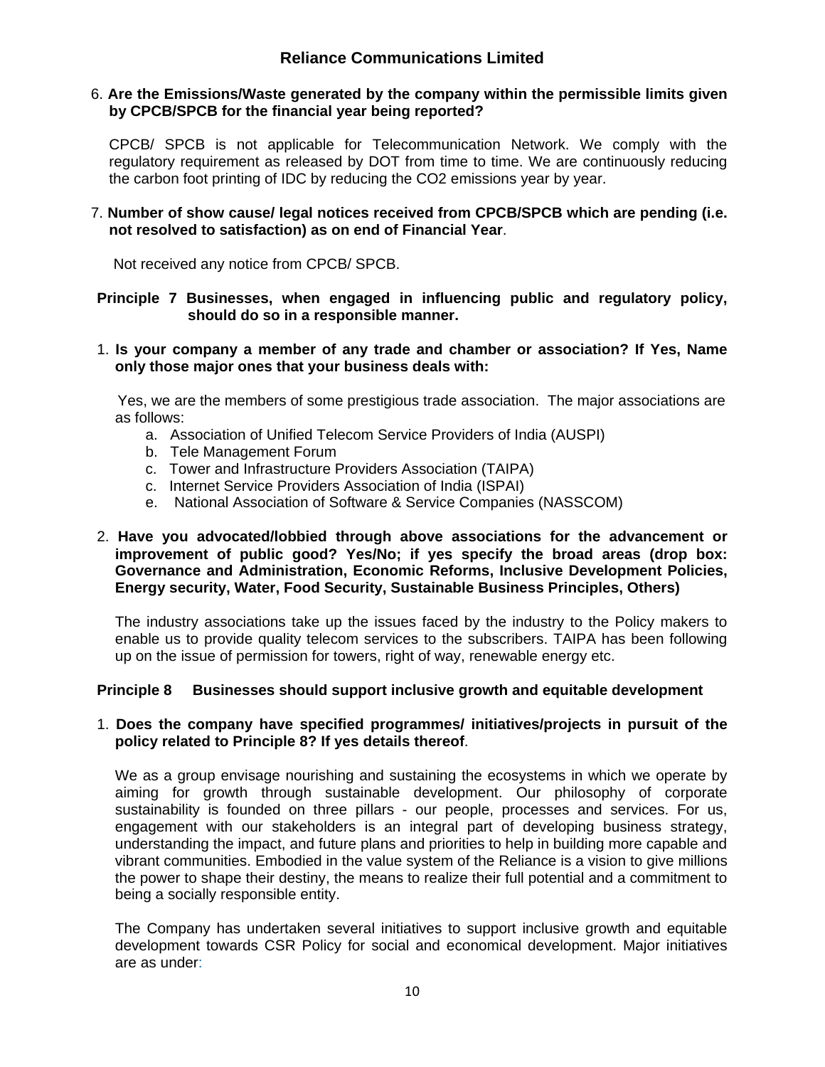6. **Are the Emissions/Waste generated by the company within the permissible limits given by CPCB/SPCB for the financial year being reported?**

   CPCB/ SPCB is not applicable for Telecommunication Network. We comply with the regulatory requirement as released by DOT from time to time. We are continuously reducing the carbon foot printing of IDC by reducing the CO2 emissions year by year.

7. **Number of show cause/ legal notices received from CPCB/SPCB which are pending (i.e. not resolved to satisfaction) as on end of Financial Year**.

   Not received any notice from CPCB/ SPCB.

## Principle 7 Businesses, when engaged in influencing public and regulatory policy, should do so in a responsible manner.

1. **Is your company a member of any trade and chamber or association? If Yes, Name only those major ones that your business deals with:**

   Yes, we are the members of some prestigious trade association. The major associations are as follows:

   a. Association of Unified Telecom Service Providers of India (AUSPI)
   b. Tele Management Forum
   c. Tower and Infrastructure Providers Association (TAIPA)
   c. Internet Service Providers Association of India (ISPAI)
   e. National Association of Software & Service Companies (NASSCOM)

2. **Have you advocated/lobbied through above associations for the advancement or improvement of public good? Yes/No; if yes specify the broad areas (drop box: Governance and Administration, Economic Reforms, Inclusive Development Policies, Energy security, Water, Food Security, Sustainable Business Principles, Others)**

   The industry associations take up the issues faced by the industry to the Policy makers to enable us to provide quality telecom services to the subscribers. TAIPA has been following up on the issue of permission for towers, right of way, renewable energy etc.

## Principle 8 Businesses should support inclusive growth and equitable development

1. **Does the company have specified programmes/ initiatives/projects in pursuit of the policy related to Principle 8? If yes details thereof**.

   We as a group envisage nourishing and sustaining the ecosystems in which we operate by aiming for growth through sustainable development. Our philosophy of corporate sustainability is founded on three pillars - our people, processes and services. For us, engagement with our stakeholders is an integral part of developing business strategy, understanding the impact, and future plans and priorities to help in building more capable and vibrant communities. Embodied in the value system of the Reliance is a vision to give millions the power to shape their destiny, the means to realize their full potential and a commitment to being a socially responsible entity.

   The Company has undertaken several initiatives to support inclusive growth and equitable development towards CSR Policy for social and economical development. Major initiatives are as under: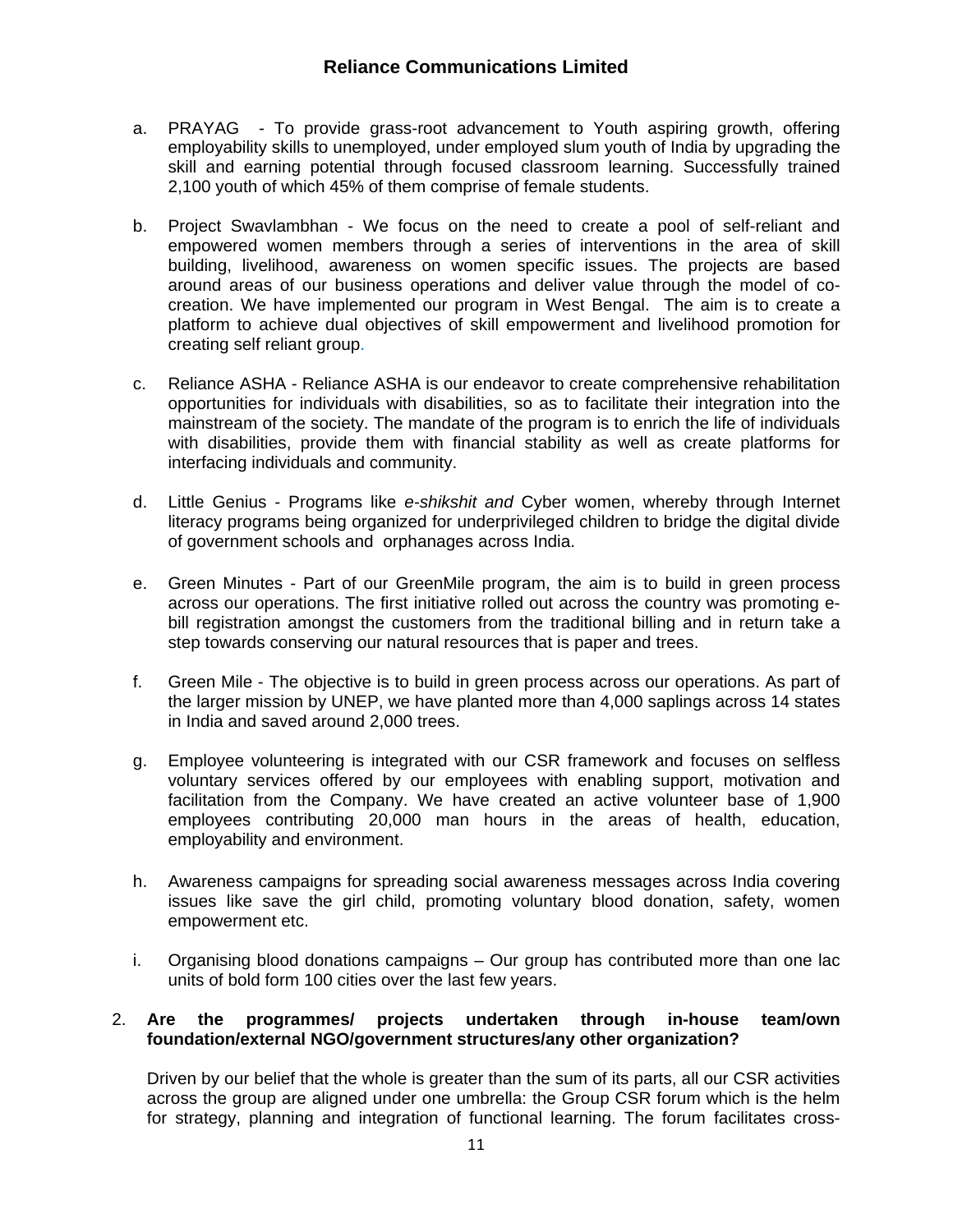a. PRAYAG - To provide grass-root advancement to Youth aspiring growth, offering employability skills to unemployed, under employed slum youth of India by upgrading the skill and earning potential through focused classroom learning. Successfully trained 2,100 youth of which 45% of them comprise of female students.

b. Project Swavlambhan - We focus on the need to create a pool of self-reliant and empowered women members through a series of interventions in the area of skill building, livelihood, awareness on women specific issues. The projects are based around areas of our business operations and deliver value through the model of co-creation. We have implemented our program in West Bengal. The aim is to create a platform to achieve dual objectives of skill empowerment and livelihood promotion for creating self reliant group.

c. Reliance ASHA - Reliance ASHA is our endeavor to create comprehensive rehabilitation opportunities for individuals with disabilities, so as to facilitate their integration into the mainstream of the society. The mandate of the program is to enrich the life of individuals with disabilities, provide them with financial stability as well as create platforms for interfacing individuals and community.

d. Little Genius - Programs like *e-shikshit and* Cyber women, whereby through Internet literacy programs being organized for underprivileged children to bridge the digital divide of government schools and orphanages across India.

e. Green Minutes - Part of our GreenMile program, the aim is to build in green process across our operations. The first initiative rolled out across the country was promoting e-bill registration amongst the customers from the traditional billing and in return take a step towards conserving our natural resources that is paper and trees.

f. Green Mile - The objective is to build in green process across our operations. As part of the larger mission by UNEP, we have planted more than 4,000 saplings across 14 states in India and saved around 2,000 trees.

g. Employee volunteering is integrated with our CSR framework and focuses on selfless voluntary services offered by our employees with enabling support, motivation and facilitation from the Company. We have created an active volunteer base of 1,900 employees contributing 20,000 man hours in the areas of health, education, employability and environment.

h. Awareness campaigns for spreading social awareness messages across India covering issues like save the girl child, promoting voluntary blood donation, safety, women empowerment etc.

i. Organising blood donations campaigns – Our group has contributed more than one lac units of bold form 100 cities over the last few years.

2. **Are the programmes/ projects undertaken through in-house team/own foundation/external NGO/government structures/any other organization?**

Driven by our belief that the whole is greater than the sum of its parts, all our CSR activities across the group are aligned under one umbrella: the Group CSR forum which is the helm for strategy, planning and integration of functional learning. The forum facilitates cross-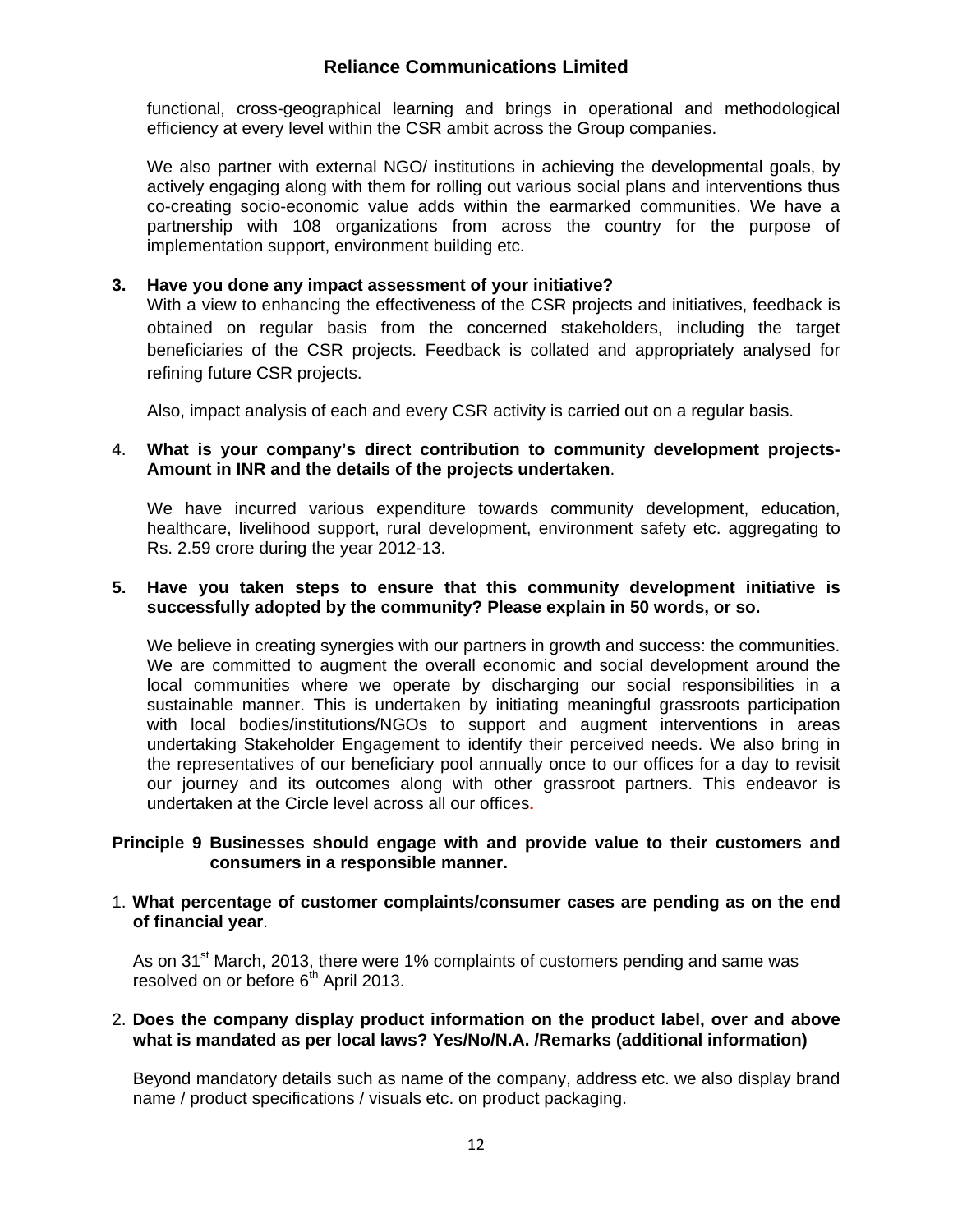functional, cross-geographical learning and brings in operational and methodological efficiency at every level within the CSR ambit across the Group companies.

We also partner with external NGO/ institutions in achieving the developmental goals, by actively engaging along with them for rolling out various social plans and interventions thus co-creating socio-economic value adds within the earmarked communities. We have a partnership with 108 organizations from across the country for the purpose of implementation support, environment building etc.

**3. Have you done any impact assessment of your initiative?**

With a view to enhancing the effectiveness of the CSR projects and initiatives, feedback is obtained on regular basis from the concerned stakeholders, including the target beneficiaries of the CSR projects. Feedback is collated and appropriately analysed for refining future CSR projects.

Also, impact analysis of each and every CSR activity is carried out on a regular basis.

4. **What is your company's direct contribution to community development projects- Amount in INR and the details of the projects undertaken**.

We have incurred various expenditure towards community development, education, healthcare, livelihood support, rural development, environment safety etc. aggregating to Rs. 2.59 crore during the year 2012-13.

**5. Have you taken steps to ensure that this community development initiative is successfully adopted by the community? Please explain in 50 words, or so.**

We believe in creating synergies with our partners in growth and success: the communities. We are committed to augment the overall economic and social development around the local communities where we operate by discharging our social responsibilities in a sustainable manner. This is undertaken by initiating meaningful grassroots participation with local bodies/institutions/NGOs to support and augment interventions in areas undertaking Stakeholder Engagement to identify their perceived needs. We also bring in the representatives of our beneficiary pool annually once to our offices for a day to revisit our journey and its outcomes along with other grassroot partners. This endeavor is undertaken at the Circle level across all our offices.

**Principle 9 Businesses should engage with and provide value to their customers and consumers in a responsible manner.**

1. **What percentage of customer complaints/consumer cases are pending as on the end of financial year**.

As on 31st March, 2013, there were 1% complaints of customers pending and same was resolved on or before 6th April 2013.

2. **Does the company display product information on the product label, over and above what is mandated as per local laws? Yes/No/N.A. /Remarks (additional information)**

Beyond mandatory details such as name of the company, address etc. we also display brand name / product specifications / visuals etc. on product packaging.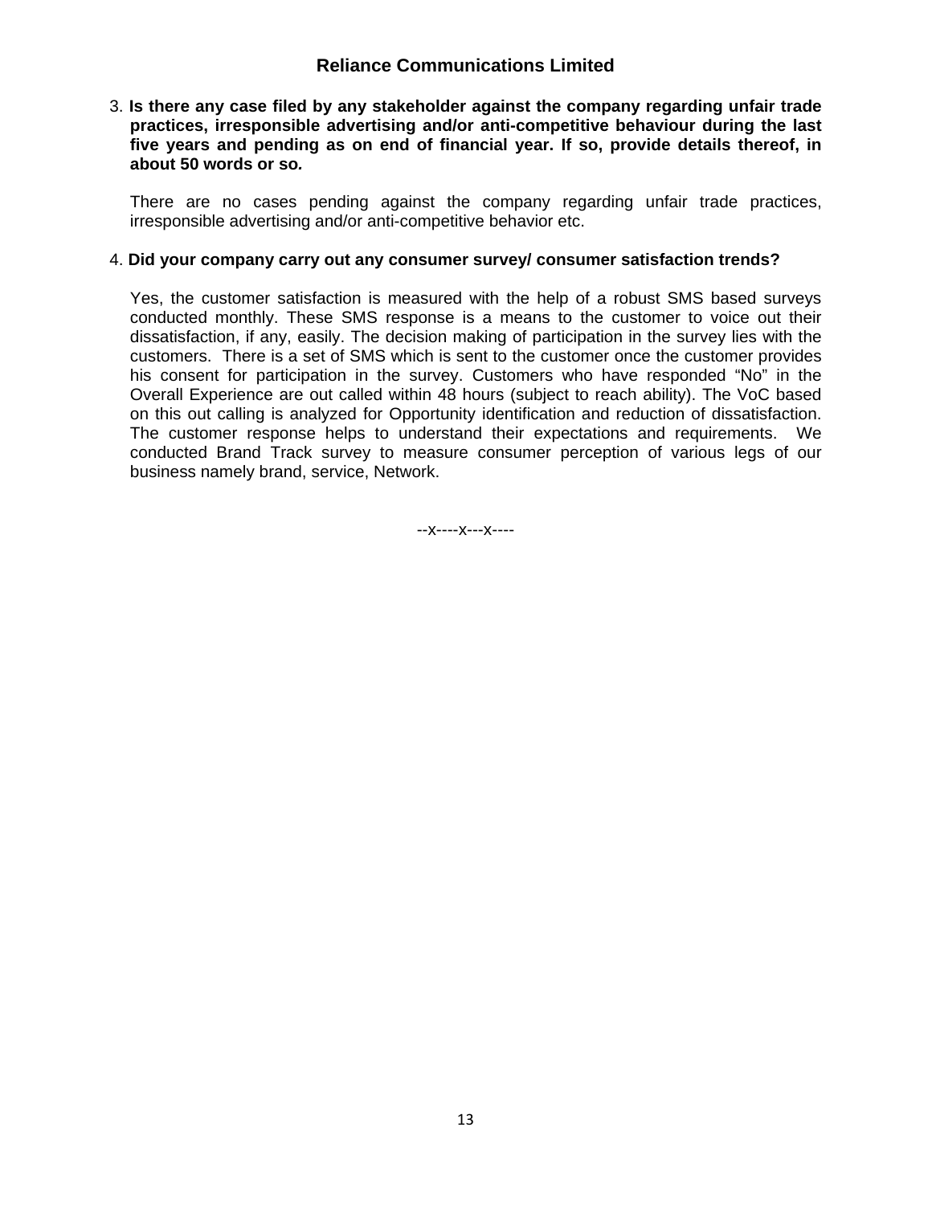3. **Is there any case filed by any stakeholder against the company regarding unfair trade practices, irresponsible advertising and/or anti-competitive behaviour during the last five years and pending as on end of financial year. If so, provide details thereof, in about 50 words or so.**

   There are no cases pending against the company regarding unfair trade practices, irresponsible advertising and/or anti-competitive behavior etc.

4. **Did your company carry out any consumer survey/ consumer satisfaction trends?**

   Yes, the customer satisfaction is measured with the help of a robust SMS based surveys conducted monthly. These SMS response is a means to the customer to voice out their dissatisfaction, if any, easily. The decision making of participation in the survey lies with the customers. There is a set of SMS which is sent to the customer once the customer provides his consent for participation in the survey. Customers who have responded "No" in the Overall Experience are out called within 48 hours (subject to reach ability). The VoC based on this out calling is analyzed for Opportunity identification and reduction of dissatisfaction. The customer response helps to understand their expectations and requirements. We conducted Brand Track survey to measure consumer perception of various legs of our business namely brand, service, Network.

--x----x---x----